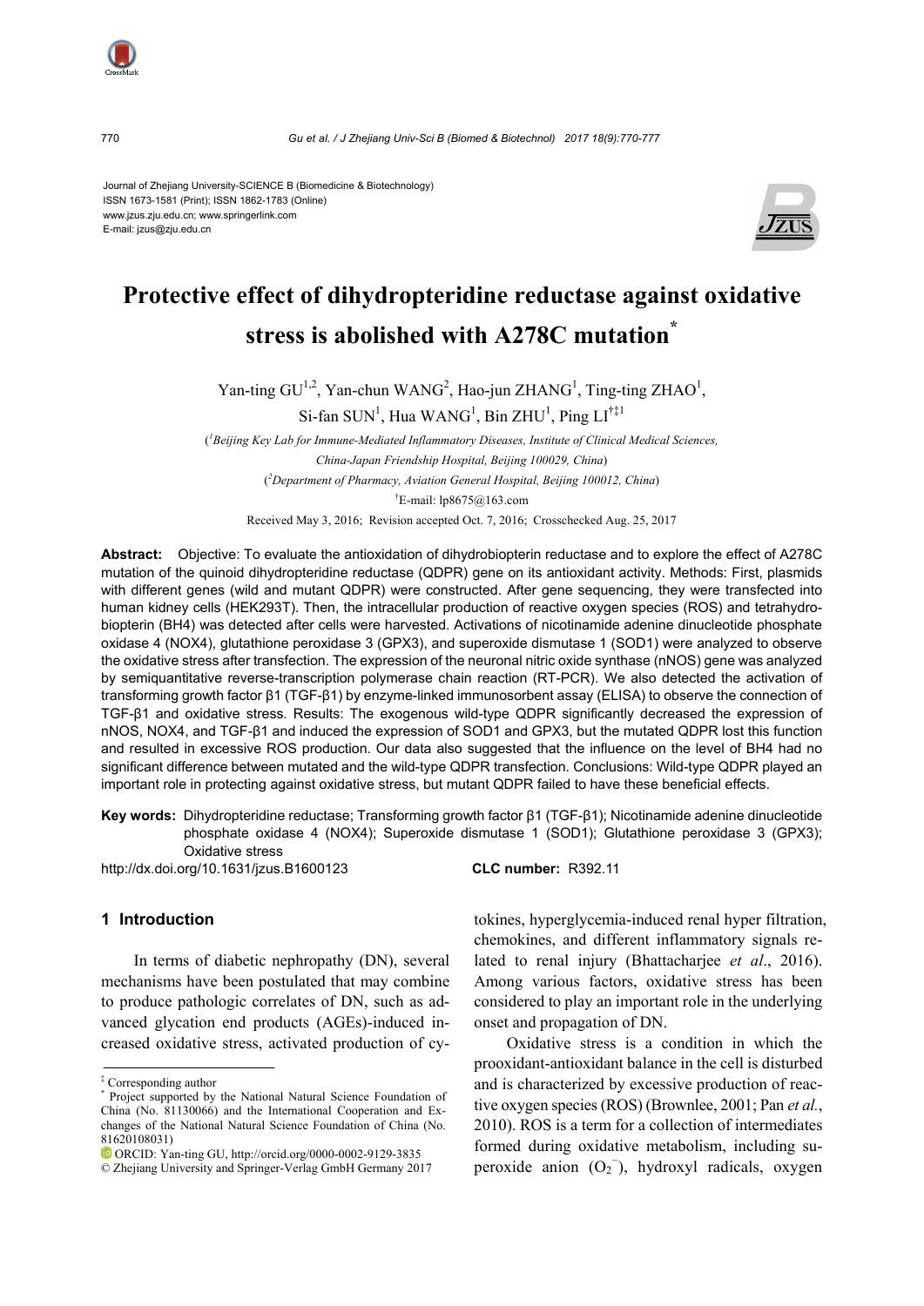Journal of Zhejiang University-SCIENCE B (Biomedicine & Biotechnology)
ISSN 1673-1581 (Print); ISSN 1862-1783 (Online)
www.jzus.zju.edu.cn; www.springerlink.com
E-mail: jzus@zju.edu.cn

# Protective effect of dihydropteridine reductase against oxidative stress is abolished with A278C mutation*

Yan-ting GU[1,2], Yan-chun WANG[2], Hao-jun ZHANG[1], Ting-ting ZHAO[1], Si-fan SUN[1], Hua WANG[1], Bin ZHU[1], Ping LI[†‡1]

([1]Beijing Key Lab for Immune-Mediated Inflammatory Diseases, Institute of Clinical Medical Sciences, China-Japan Friendship Hospital, Beijing 100029, China)

([2]Department of Pharmacy, Aviation General Hospital, Beijing 100012, China)

[†]E-mail: lp8675@163.com

Received May 3, 2016; Revision accepted Oct. 7, 2016; Crosschecked Aug. 25, 2017

**Abstract:** Objective: To evaluate the antioxidation of dihydrobiopterin reductase and to explore the effect of A278C mutation of the quinoid dihydropteridine reductase (QDPR) gene on its antioxidant activity. Methods: First, plasmids with different genes (wild and mutant QDPR) were constructed. After gene sequencing, they were transfected into human kidney cells (HEK293T). Then, the intracellular production of reactive oxygen species (ROS) and tetrahydrobiopterin (BH4) was detected after cells were harvested. Activations of nicotinamide adenine dinucleotide phosphate oxidase 4 (NOX4), glutathione peroxidase 3 (GPX3), and superoxide dismutase 1 (SOD1) were analyzed to observe the oxidative stress after transfection. The expression of the neuronal nitric oxide synthase (nNOS) gene was analyzed by semiquantitative reverse-transcription polymerase chain reaction (RT-PCR). We also detected the activation of transforming growth factor β1 (TGF-β1) by enzyme-linked immunosorbent assay (ELISA) to observe the connection of TGF-β1 and oxidative stress. Results: The exogenous wild-type QDPR significantly decreased the expression of nNOS, NOX4, and TGF-β1 and induced the expression of SOD1 and GPX3, but the mutated QDPR lost this function and resulted in excessive ROS production. Our data also suggested that the influence on the level of BH4 had no significant difference between mutated and the wild-type QDPR transfection. Conclusions: Wild-type QDPR played an important role in protecting against oxidative stress, but mutant QDPR failed to have these beneficial effects.

**Key words:** Dihydropteridine reductase; Transforming growth factor β1 (TGF-β1); Nicotinamide adenine dinucleotide phosphate oxidase 4 (NOX4); Superoxide dismutase 1 (SOD1); Glutathione peroxidase 3 (GPX3); Oxidative stress

http://dx.doi.org/10.1631/jzus.B1600123 **CLC number:** R392.11

## 1 Introduction

In terms of diabetic nephropathy (DN), several mechanisms have been postulated that may combine to produce pathologic correlates of DN, such as advanced glycation end products (AGEs)-induced increased oxidative stress, activated production of cytokines, hyperglycemia-induced renal hyper filtration, chemokines, and different inflammatory signals related to renal injury (Bhattacharjee *et al*., 2016). Among various factors, oxidative stress has been considered to play an important role in the underlying onset and propagation of DN.

Oxidative stress is a condition in which the prooxidant-antioxidant balance in the cell is disturbed and is characterized by excessive production of reactive oxygen species (ROS) (Brownlee, 2001; Pan *et al.*, 2010). ROS is a term for a collection of intermediates formed during oxidative metabolism, including superoxide anion ($O_2^-$), hydroxyl radicals, oxygen

---

‡ Corresponding author

\* Project supported by the National Natural Science Foundation of China (No. 81130066) and the International Cooperation and Exchanges of the National Natural Science Foundation of China (No. 81620108031)

ORCID: Yan-ting GU, http://orcid.org/0000-0002-9129-3835

© Zhejiang University and Springer-Verlag GmbH Germany 2017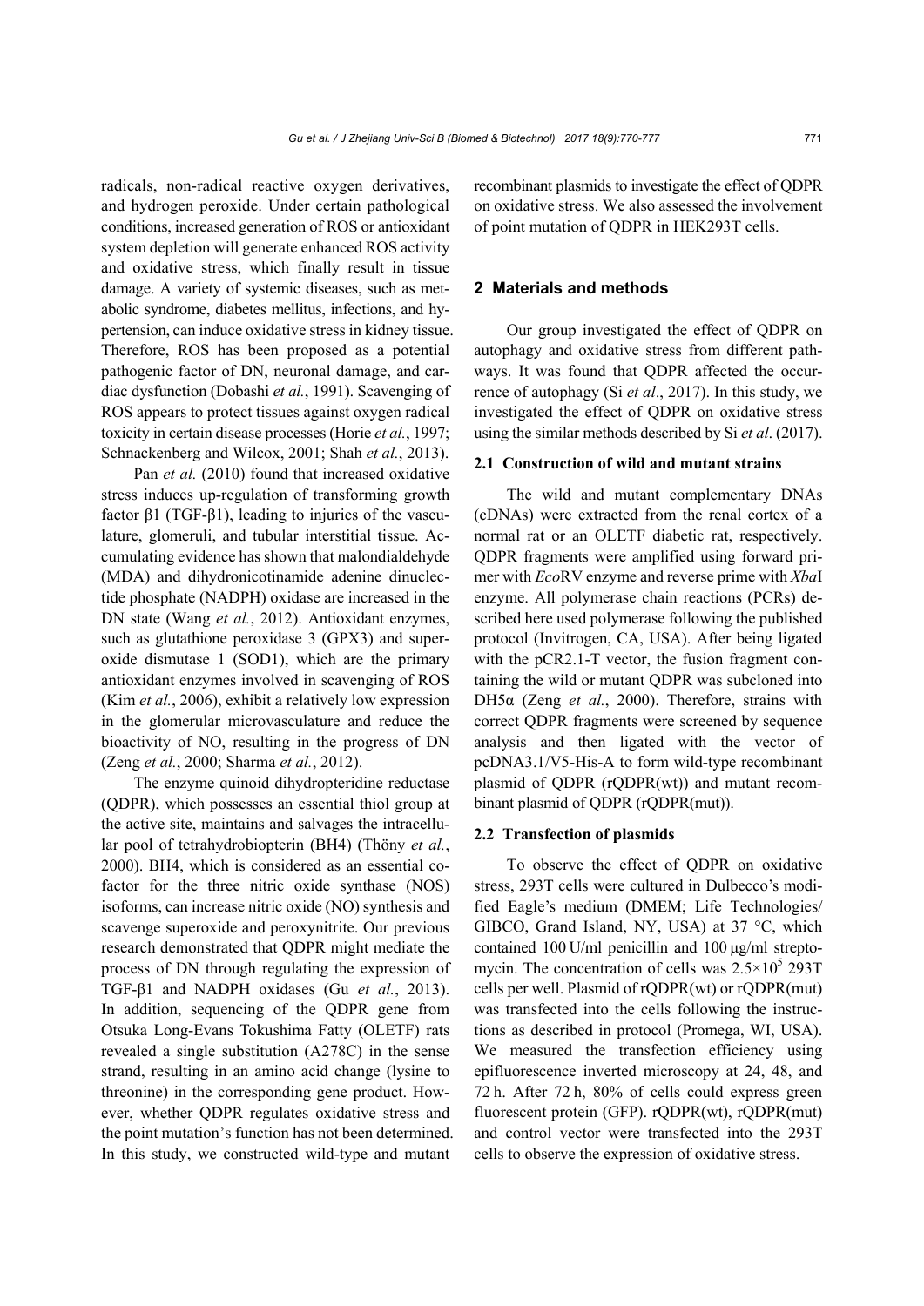radicals, non-radical reactive oxygen derivatives, and hydrogen peroxide. Under certain pathological conditions, increased generation of ROS or antioxidant system depletion will generate enhanced ROS activity and oxidative stress, which finally result in tissue damage. A variety of systemic diseases, such as metabolic syndrome, diabetes mellitus, infections, and hypertension, can induce oxidative stress in kidney tissue. Therefore, ROS has been proposed as a potential pathogenic factor of DN, neuronal damage, and cardiac dysfunction (Dobashi *et al.*, 1991). Scavenging of ROS appears to protect tissues against oxygen radical toxicity in certain disease processes (Horie *et al.*, 1997; Schnackenberg and Wilcox, 2001; Shah *et al.*, 2013).

Pan *et al.* (2010) found that increased oxidative stress induces up-regulation of transforming growth factor β1 (TGF-β1), leading to injuries of the vasculature, glomeruli, and tubular interstitial tissue. Accumulating evidence has shown that malondialdehyde (MDA) and dihydronicotinamide adenine dinuclectide phosphate (NADPH) oxidase are increased in the DN state (Wang *et al.*, 2012). Antioxidant enzymes, such as glutathione peroxidase 3 (GPX3) and superoxide dismutase 1 (SOD1), which are the primary antioxidant enzymes involved in scavenging of ROS (Kim *et al.*, 2006), exhibit a relatively low expression in the glomerular microvasculature and reduce the bioactivity of NO, resulting in the progress of DN (Zeng *et al.*, 2000; Sharma *et al.*, 2012).

The enzyme quinoid dihydropteridine reductase (QDPR), which possesses an essential thiol group at the active site, maintains and salvages the intracellular pool of tetrahydrobiopterin (BH4) (Thöny *et al.*, 2000). BH4, which is considered as an essential cofactor for the three nitric oxide synthase (NOS) isoforms, can increase nitric oxide (NO) synthesis and scavenge superoxide and peroxynitrite. Our previous research demonstrated that QDPR might mediate the process of DN through regulating the expression of TGF-β1 and NADPH oxidases (Gu *et al.*, 2013). In addition, sequencing of the QDPR gene from Otsuka Long-Evans Tokushima Fatty (OLETF) rats revealed a single substitution (A278C) in the sense strand, resulting in an amino acid change (lysine to threonine) in the corresponding gene product. However, whether QDPR regulates oxidative stress and the point mutation's function has not been determined. In this study, we constructed wild-type and mutant recombinant plasmids to investigate the effect of QDPR on oxidative stress. We also assessed the involvement of point mutation of QDPR in HEK293T cells.

## 2 Materials and methods

Our group investigated the effect of QDPR on autophagy and oxidative stress from different pathways. It was found that QDPR affected the occurrence of autophagy (Si *et al*., 2017). In this study, we investigated the effect of QDPR on oxidative stress using the similar methods described by Si *et al*. (2017).

### 2.1 Construction of wild and mutant strains

The wild and mutant complementary DNAs (cDNAs) were extracted from the renal cortex of a normal rat or an OLETF diabetic rat, respectively. QDPR fragments were amplified using forward primer with *Eco*RV enzyme and reverse prime with *Xba*I enzyme. All polymerase chain reactions (PCRs) described here used polymerase following the published protocol (Invitrogen, CA, USA). After being ligated with the pCR2.1-T vector, the fusion fragment containing the wild or mutant QDPR was subcloned into DH5α (Zeng *et al.*, 2000). Therefore, strains with correct QDPR fragments were screened by sequence analysis and then ligated with the vector of pcDNA3.1/V5-His-A to form wild-type recombinant plasmid of QDPR (rQDPR(wt)) and mutant recombinant plasmid of QDPR (rQDPR(mut)).

### 2.2 Transfection of plasmids

To observe the effect of QDPR on oxidative stress, 293T cells were cultured in Dulbecco's modified Eagle's medium (DMEM; Life Technologies/GIBCO, Grand Island, NY, USA) at 37 °C, which contained 100 U/ml penicillin and 100 μg/ml streptomycin. The concentration of cells was $2.5\times10^5$ 293T cells per well. Plasmid of rQDPR(wt) or rQDPR(mut) was transfected into the cells following the instructions as described in protocol (Promega, WI, USA). We measured the transfection efficiency using epifluorescence inverted microscopy at 24, 48, and 72 h. After 72 h, 80% of cells could express green fluorescent protein (GFP). rQDPR(wt), rQDPR(mut) and control vector were transfected into the 293T cells to observe the expression of oxidative stress.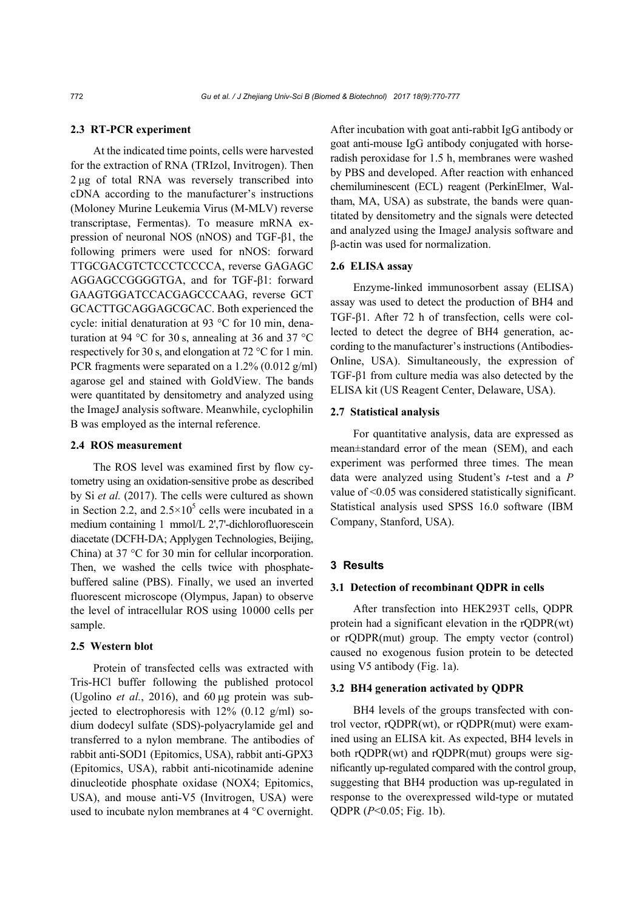### 2.3 RT-PCR experiment

At the indicated time points, cells were harvested for the extraction of RNA (TRIzol, Invitrogen). Then 2 μg of total RNA was reversely transcribed into cDNA according to the manufacturer's instructions (Moloney Murine Leukemia Virus (M-MLV) reverse transcriptase, Fermentas). To measure mRNA expression of neuronal NOS (nNOS) and TGF-β1, the following primers were used for nNOS: forward TTGCGACGTCTCCCTCCCCA, reverse GAGAGC AGGAGCCGGGGTGA, and for TGF-β1: forward GAAGTGGATCCACGAGCCCAAG, reverse GCT GCACTTGCAGGAGCGCAC. Both experienced the cycle: initial denaturation at 93 °C for 10 min, denaturation at 94 °C for 30 s, annealing at 36 and 37 °C respectively for 30 s, and elongation at 72 °C for 1 min. PCR fragments were separated on a 1.2% (0.012 g/ml) agarose gel and stained with GoldView. The bands were quantitated by densitometry and analyzed using the ImageJ analysis software. Meanwhile, cyclophilin B was employed as the internal reference.

### 2.4 ROS measurement

The ROS level was examined first by flow cytometry using an oxidation-sensitive probe as described by Si *et al.* (2017). The cells were cultured as shown in Section 2.2, and $2.5\times10^5$ cells were incubated in a medium containing 1 mmol/L 2',7'-dichlorofluorescein diacetate (DCFH-DA; Applygen Technologies, Beijing, China) at 37 °C for 30 min for cellular incorporation. Then, we washed the cells twice with phosphate-buffered saline (PBS). Finally, we used an inverted fluorescent microscope (Olympus, Japan) to observe the level of intracellular ROS using 10000 cells per sample.

### 2.5 Western blot

Protein of transfected cells was extracted with Tris-HCl buffer following the published protocol (Ugolino *et al.*, 2016), and 60 μg protein was subjected to electrophoresis with 12% (0.12 g/ml) sodium dodecyl sulfate (SDS)-polyacrylamide gel and transferred to a nylon membrane. The antibodies of rabbit anti-SOD1 (Epitomics, USA), rabbit anti-GPX3 (Epitomics, USA), rabbit anti-nicotinamide adenine dinucleotide phosphate oxidase (NOX4; Epitomics, USA), and mouse anti-V5 (Invitrogen, USA) were used to incubate nylon membranes at 4 °C overnight. After incubation with goat anti-rabbit IgG antibody or goat anti-mouse IgG antibody conjugated with horseradish peroxidase for 1.5 h, membranes were washed by PBS and developed. After reaction with enhanced chemiluminescent (ECL) reagent (PerkinElmer, Waltham, MA, USA) as substrate, the bands were quantitated by densitometry and the signals were detected and analyzed using the ImageJ analysis software and β-actin was used for normalization.

### 2.6 ELISA assay

Enzyme-linked immunosorbent assay (ELISA) assay was used to detect the production of BH4 and TGF-β1. After 72 h of transfection, cells were collected to detect the degree of BH4 generation, according to the manufacturer's instructions (Antibodies-Online, USA). Simultaneously, the expression of TGF-β1 from culture media was also detected by the ELISA kit (US Reagent Center, Delaware, USA).

### 2.7 Statistical analysis

For quantitative analysis, data are expressed as mean±standard error of the mean (SEM), and each experiment was performed three times. The mean data were analyzed using Student's *t*-test and a $P$ value of <0.05 was considered statistically significant. Statistical analysis used SPSS 16.0 software (IBM Company, Stanford, USA).

## 3 Results

### 3.1 Detection of recombinant QDPR in cells

After transfection into HEK293T cells, QDPR protein had a significant elevation in the rQDPR(wt) or rQDPR(mut) group. The empty vector (control) caused no exogenous fusion protein to be detected using V5 antibody (Fig. 1a).

### 3.2 BH4 generation activated by QDPR

BH4 levels of the groups transfected with control vector, rQDPR(wt), or rQDPR(mut) were examined using an ELISA kit. As expected, BH4 levels in both rQDPR(wt) and rQDPR(mut) groups were significantly up-regulated compared with the control group, suggesting that BH4 production was up-regulated in response to the overexpressed wild-type or mutated QDPR ($P<0.05$; Fig. 1b).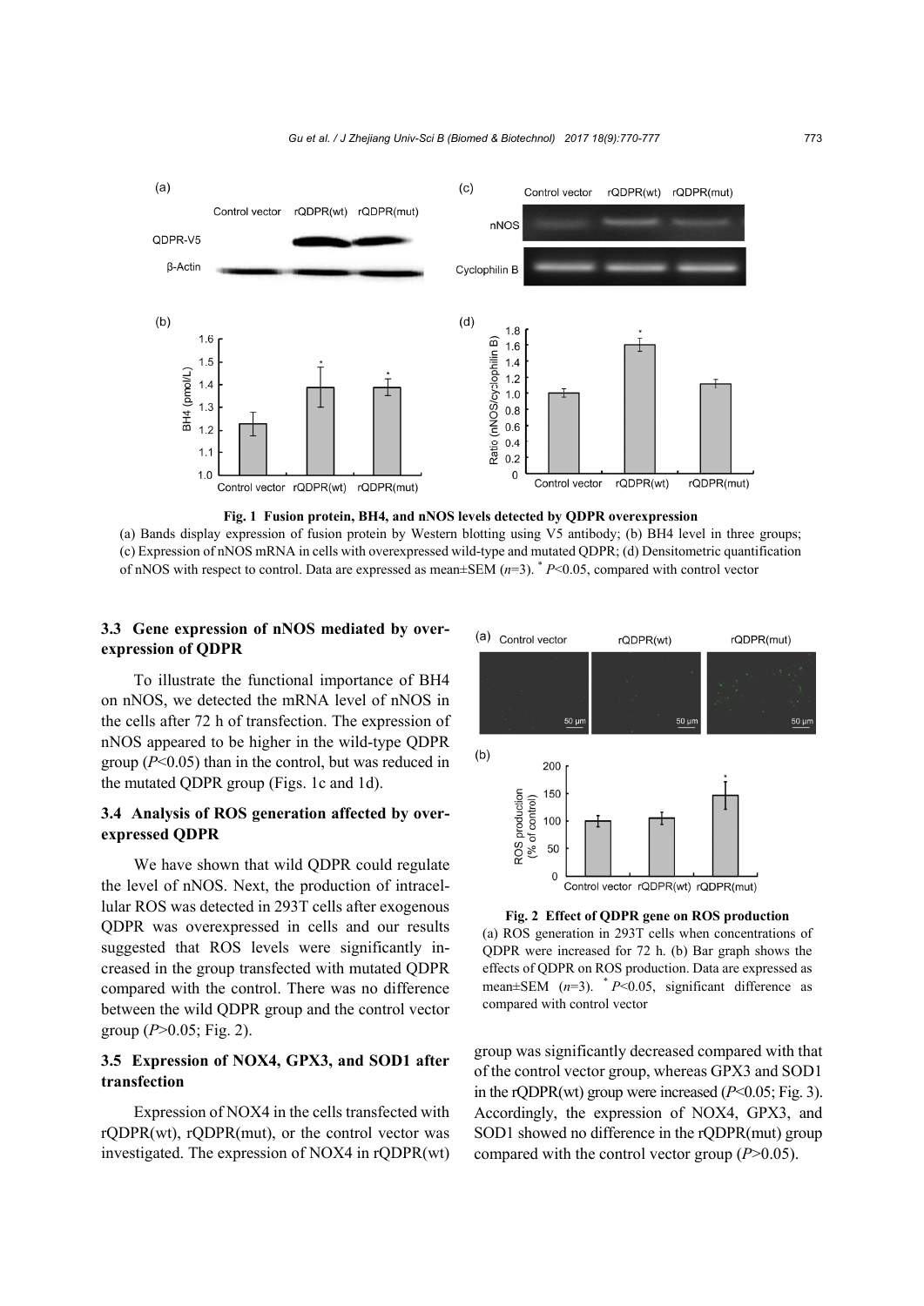**Fig. 1 Fusion protein, BH4, and nNOS levels detected by QDPR overexpression**

(a) Bands display expression of fusion protein by Western blotting using V5 antibody; (b) BH4 level in three groups; (c) Expression of nNOS mRNA in cells with overexpressed wild-type and mutated QDPR; (d) Densitometric quantification of nNOS with respect to control. Data are expressed as mean±SEM ($n$=3). * $P$<0.05, compared with control vector

### 3.3 Gene expression of nNOS mediated by overexpression of QDPR

To illustrate the functional importance of BH4 on nNOS, we detected the mRNA level of nNOS in the cells after 72 h of transfection. The expression of nNOS appeared to be higher in the wild-type QDPR group ($P$<0.05) than in the control, but was reduced in the mutated QDPR group (Figs. 1c and 1d).

### 3.4 Analysis of ROS generation affected by overexpressed QDPR

We have shown that wild QDPR could regulate the level of nNOS. Next, the production of intracellular ROS was detected in 293T cells after exogenous QDPR was overexpressed in cells and our results suggested that ROS levels were significantly increased in the group transfected with mutated QDPR compared with the control. There was no difference between the wild QDPR group and the control vector group ($P$>0.05; Fig. 2).

**Fig. 2 Effect of QDPR gene on ROS production**

(a) ROS generation in 293T cells when concentrations of QDPR were increased for 72 h. (b) Bar graph shows the effects of QDPR on ROS production. Data are expressed as mean±SEM ($n$=3). * $P$<0.05, significant difference as compared with control vector

### 3.5 Expression of NOX4, GPX3, and SOD1 after transfection

Expression of NOX4 in the cells transfected with rQDPR(wt), rQDPR(mut), or the control vector was investigated. The expression of NOX4 in rQDPR(wt) group was significantly decreased compared with that of the control vector group, whereas GPX3 and SOD1 in the rQDPR(wt) group were increased ($P$<0.05; Fig. 3). Accordingly, the expression of NOX4, GPX3, and SOD1 showed no difference in the rQDPR(mut) group compared with the control vector group ($P$>0.05).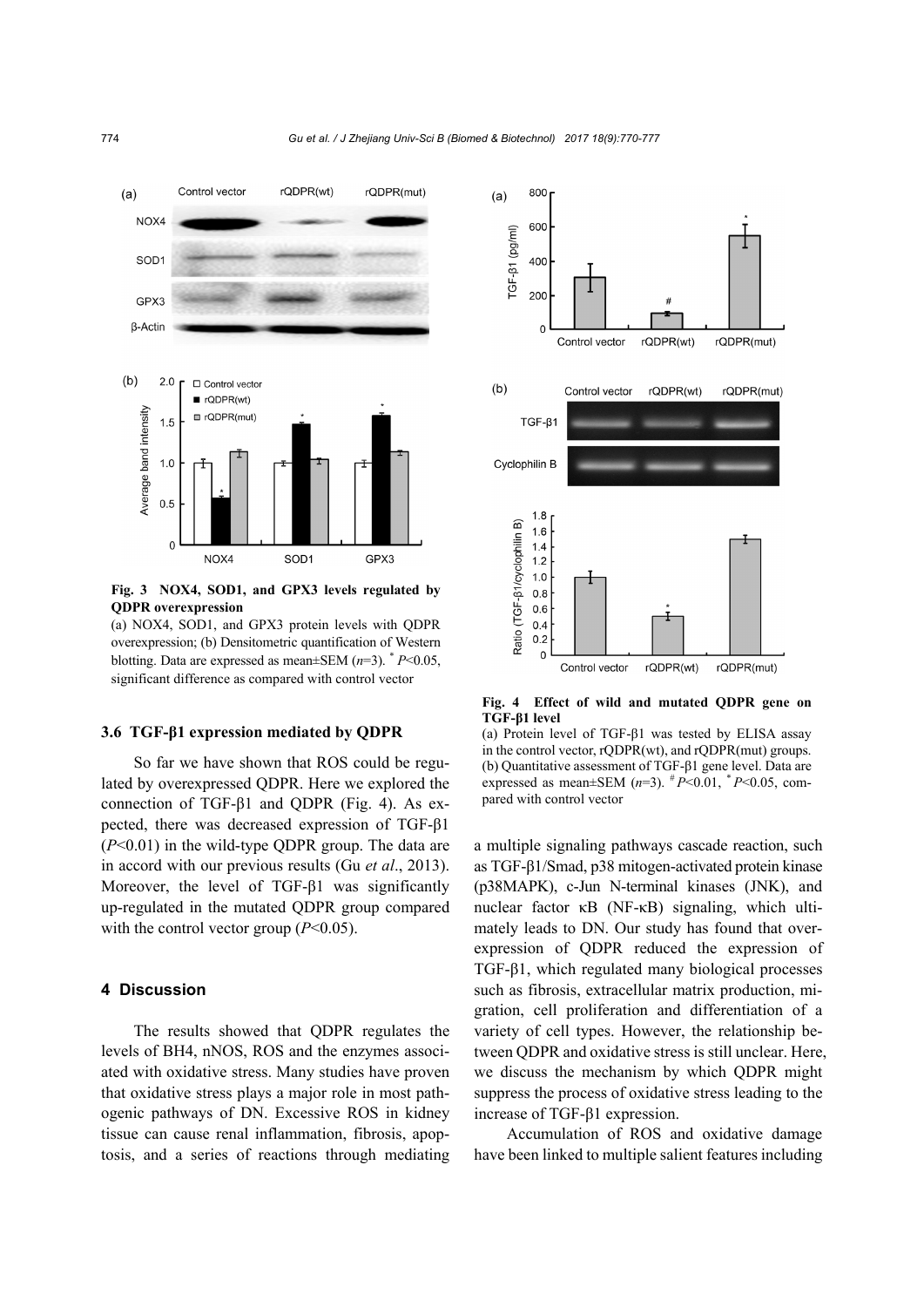**Fig. 3 NOX4, SOD1, and GPX3 levels regulated by QDPR overexpression**

(a) NOX4, SOD1, and GPX3 protein levels with QDPR overexpression; (b) Densitometric quantification of Western blotting. Data are expressed as mean±SEM ($n$=3). * $P$<0.05, significant difference as compared with control vector

**Fig. 4 Effect of wild and mutated QDPR gene on TGF-β1 level**

(a) Protein level of TGF-β1 was tested by ELISA assay in the control vector, rQDPR(wt), and rQDPR(mut) groups. (b) Quantitative assessment of TGF-β1 gene level. Data are expressed as mean±SEM ($n$=3). # $P$<0.01, * $P$<0.05, compared with control vector

### 3.6 TGF-β1 expression mediated by QDPR

So far we have shown that ROS could be regulated by overexpressed QDPR. Here we explored the connection of TGF-β1 and QDPR (Fig. 4). As expected, there was decreased expression of TGF-β1 ($P$<0.01) in the wild-type QDPR group. The data are in accord with our previous results (Gu *et al*., 2013). Moreover, the level of TGF-β1 was significantly up-regulated in the mutated QDPR group compared with the control vector group ($P$<0.05).

## 4 Discussion

The results showed that QDPR regulates the levels of BH4, nNOS, ROS and the enzymes associated with oxidative stress. Many studies have proven that oxidative stress plays a major role in most pathogenic pathways of DN. Excessive ROS in kidney tissue can cause renal inflammation, fibrosis, apoptosis, and a series of reactions through mediating a multiple signaling pathways cascade reaction, such as TGF-β1/Smad, p38 mitogen-activated protein kinase (p38MAPK), c-Jun N-terminal kinases (JNK), and nuclear factor κB (NF-κB) signaling, which ultimately leads to DN. Our study has found that overexpression of QDPR reduced the expression of TGF-β1, which regulated many biological processes such as fibrosis, extracellular matrix production, migration, cell proliferation and differentiation of a variety of cell types. However, the relationship between QDPR and oxidative stress is still unclear. Here, we discuss the mechanism by which QDPR might suppress the process of oxidative stress leading to the increase of TGF-β1 expression.

Accumulation of ROS and oxidative damage have been linked to multiple salient features including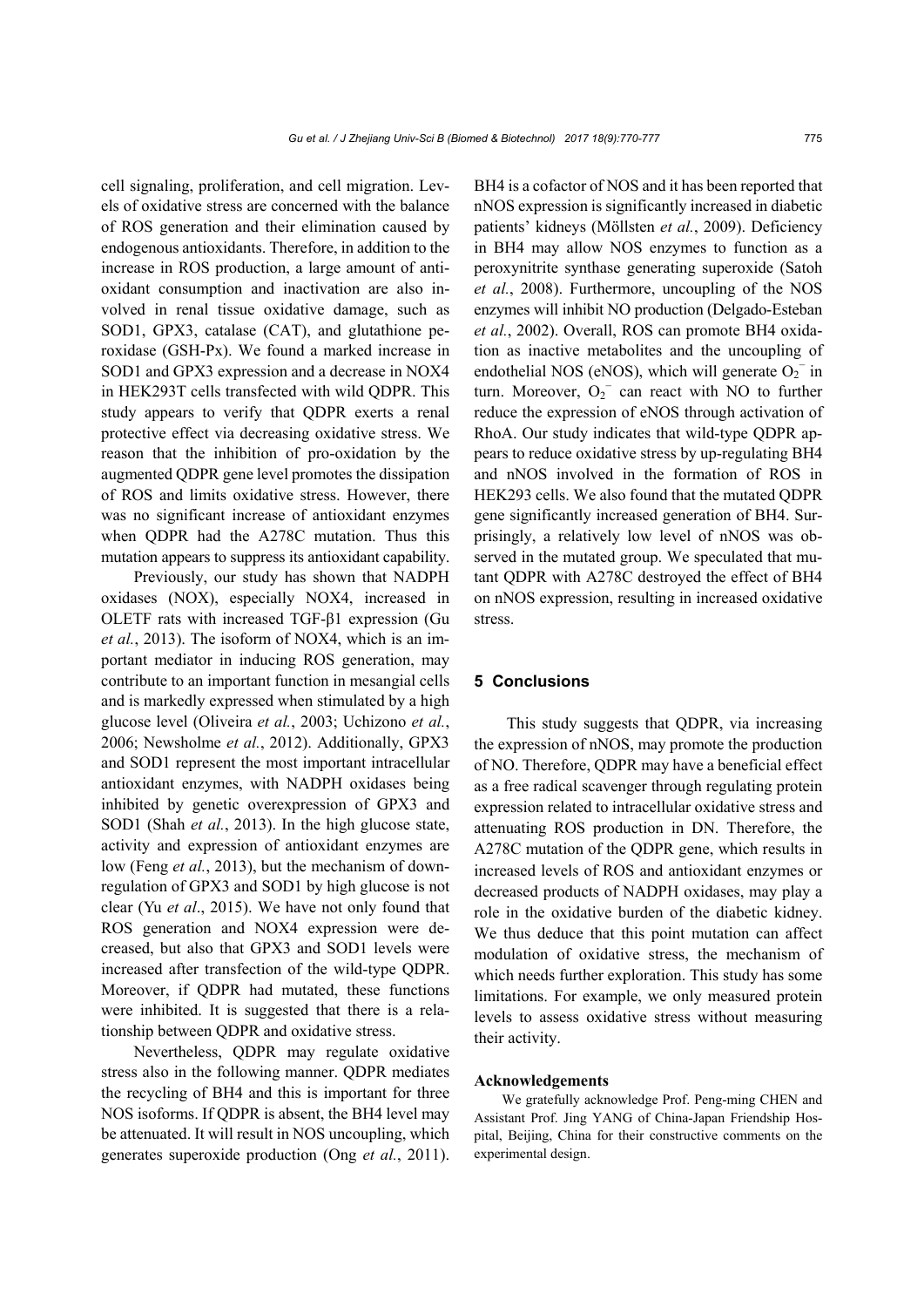cell signaling, proliferation, and cell migration. Levels of oxidative stress are concerned with the balance of ROS generation and their elimination caused by endogenous antioxidants. Therefore, in addition to the increase in ROS production, a large amount of antioxidant consumption and inactivation are also involved in renal tissue oxidative damage, such as SOD1, GPX3, catalase (CAT), and glutathione peroxidase (GSH-Px). We found a marked increase in SOD1 and GPX3 expression and a decrease in NOX4 in HEK293T cells transfected with wild QDPR. This study appears to verify that QDPR exerts a renal protective effect via decreasing oxidative stress. We reason that the inhibition of pro-oxidation by the augmented QDPR gene level promotes the dissipation of ROS and limits oxidative stress. However, there was no significant increase of antioxidant enzymes when QDPR had the A278C mutation. Thus this mutation appears to suppress its antioxidant capability.

Previously, our study has shown that NADPH oxidases (NOX), especially NOX4, increased in OLETF rats with increased TGF-β1 expression (Gu *et al.*, 2013). The isoform of NOX4, which is an important mediator in inducing ROS generation, may contribute to an important function in mesangial cells and is markedly expressed when stimulated by a high glucose level (Oliveira *et al.*, 2003; Uchizono *et al.*, 2006; Newsholme *et al.*, 2012). Additionally, GPX3 and SOD1 represent the most important intracellular antioxidant enzymes, with NADPH oxidases being inhibited by genetic overexpression of GPX3 and SOD1 (Shah *et al.*, 2013). In the high glucose state, activity and expression of antioxidant enzymes are low (Feng *et al.*, 2013), but the mechanism of downregulation of GPX3 and SOD1 by high glucose is not clear (Yu *et al*., 2015). We have not only found that ROS generation and NOX4 expression were decreased, but also that GPX3 and SOD1 levels were increased after transfection of the wild-type QDPR. Moreover, if QDPR had mutated, these functions were inhibited. It is suggested that there is a relationship between QDPR and oxidative stress.

Nevertheless, QDPR may regulate oxidative stress also in the following manner. QDPR mediates the recycling of BH4 and this is important for three NOS isoforms. If QDPR is absent, the BH4 level may be attenuated. It will result in NOS uncoupling, which generates superoxide production (Ong *et al.*, 2011). BH4 is a cofactor of NOS and it has been reported that nNOS expression is significantly increased in diabetic patients' kidneys (Möllsten *et al.*, 2009). Deficiency in BH4 may allow NOS enzymes to function as a peroxynitrite synthase generating superoxide (Satoh *et al.*, 2008). Furthermore, uncoupling of the NOS enzymes will inhibit NO production (Delgado-Esteban *et al.*, 2002). Overall, ROS can promote BH4 oxidation as inactive metabolites and the uncoupling of endothelial NOS (eNOS), which will generate $O_2^-$ in turn. Moreover, $O_2^-$ can react with NO to further reduce the expression of eNOS through activation of RhoA. Our study indicates that wild-type QDPR appears to reduce oxidative stress by up-regulating BH4 and nNOS involved in the formation of ROS in HEK293 cells. We also found that the mutated QDPR gene significantly increased generation of BH4. Surprisingly, a relatively low level of nNOS was observed in the mutated group. We speculated that mutant QDPR with A278C destroyed the effect of BH4 on nNOS expression, resulting in increased oxidative stress.

## 5 Conclusions

This study suggests that QDPR, via increasing the expression of nNOS, may promote the production of NO. Therefore, QDPR may have a beneficial effect as a free radical scavenger through regulating protein expression related to intracellular oxidative stress and attenuating ROS production in DN. Therefore, the A278C mutation of the QDPR gene, which results in increased levels of ROS and antioxidant enzymes or decreased products of NADPH oxidases, may play a role in the oxidative burden of the diabetic kidney. We thus deduce that this point mutation can affect modulation of oxidative stress, the mechanism of which needs further exploration. This study has some limitations. For example, we only measured protein levels to assess oxidative stress without measuring their activity.

### Acknowledgements

We gratefully acknowledge Prof. Peng-ming CHEN and Assistant Prof. Jing YANG of China-Japan Friendship Hospital, Beijing, China for their constructive comments on the experimental design.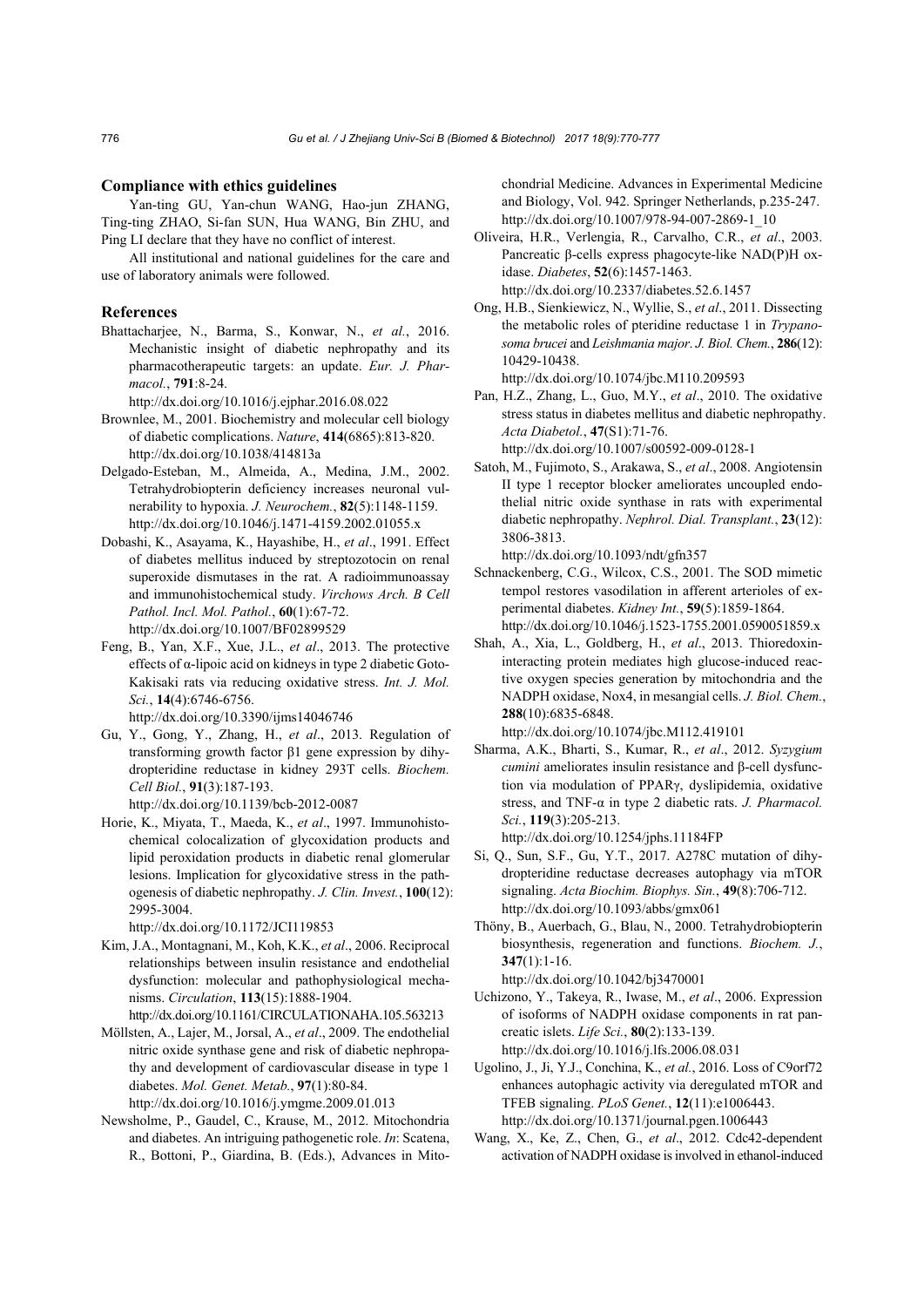## Compliance with ethics guidelines

Yan-ting GU, Yan-chun WANG, Hao-jun ZHANG, Ting-ting ZHAO, Si-fan SUN, Hua WANG, Bin ZHU, and Ping LI declare that they have no conflict of interest.

All institutional and national guidelines for the care and use of laboratory animals were followed.

## References

Bhattacharjee, N., Barma, S., Konwar, N., *et al.*, 2016. Mechanistic insight of diabetic nephropathy and its pharmacotherapeutic targets: an update. *Eur. J. Pharmacol.*, **791**:8-24.
http://dx.doi.org/10.1016/j.ejphar.2016.08.022

Brownlee, M., 2001. Biochemistry and molecular cell biology of diabetic complications. *Nature*, **414**(6865):813-820.
http://dx.doi.org/10.1038/414813a

Delgado-Esteban, M., Almeida, A., Medina, J.M., 2002. Tetrahydrobiopterin deficiency increases neuronal vulnerability to hypoxia. *J. Neurochem.*, **82**(5):1148-1159.
http://dx.doi.org/10.1046/j.1471-4159.2002.01055.x

Dobashi, K., Asayama, K., Hayashibe, H., *et al.*, 1991. Effect of diabetes mellitus induced by streptozotocin on renal superoxide dismutases in the rat. A radioimmunoassay and immunohistochemical study. *Virchows Arch. B Cell Pathol. Incl. Mol. Pathol.*, **60**(1):67-72.
http://dx.doi.org/10.1007/BF02899529

Feng, B., Yan, X.F., Xue, J.L., *et al.*, 2013. The protective effects of α-lipoic acid on kidneys in type 2 diabetic Goto-Kakisaki rats via reducing oxidative stress. *Int. J. Mol. Sci.*, **14**(4):6746-6756.
http://dx.doi.org/10.3390/ijms14046746

Gu, Y., Gong, Y., Zhang, H., *et al.*, 2013. Regulation of transforming growth factor β1 gene expression by dihydropteridine reductase in kidney 293T cells. *Biochem. Cell Biol.*, **91**(3):187-193.
http://dx.doi.org/10.1139/bcb-2012-0087

Horie, K., Miyata, T., Maeda, K., *et al.*, 1997. Immunohistochemical colocalization of glycoxidation products and lipid peroxidation products in diabetic renal glomerular lesions. Implication for glycoxidative stress in the pathogenesis of diabetic nephropathy. *J. Clin. Invest.*, **100**(12): 2995-3004.
http://dx.doi.org/10.1172/JCI119853

Kim, J.A., Montagnani, M., Koh, K.K., *et al.*, 2006. Reciprocal relationships between insulin resistance and endothelial dysfunction: molecular and pathophysiological mechanisms. *Circulation*, **113**(15):1888-1904.
http://dx.doi.org/10.1161/CIRCULATIONAHA.105.563213

Möllsten, A., Lajer, M., Jorsal, A., *et al.*, 2009. The endothelial nitric oxide synthase gene and risk of diabetic nephropathy and development of cardiovascular disease in type 1 diabetes. *Mol. Genet. Metab.*, **97**(1):80-84.
http://dx.doi.org/10.1016/j.ymgme.2009.01.013

Newsholme, P., Gaudel, C., Krause, M., 2012. Mitochondria and diabetes. An intriguing pathogenetic role. *In*: Scatena, R., Bottoni, P., Giardina, B. (Eds.), Advances in Mitochondrial Medicine. Advances in Experimental Medicine and Biology, Vol. 942. Springer Netherlands, p.235-247.
http://dx.doi.org/10.1007/978-94-007-2869-1_10

Oliveira, H.R., Verlengia, R., Carvalho, C.R., *et al.*, 2003. Pancreatic β-cells express phagocyte-like NAD(P)H oxidase. *Diabetes*, **52**(6):1457-1463.
http://dx.doi.org/10.2337/diabetes.52.6.1457

Ong, H.B., Sienkiewicz, N., Wyllie, S., *et al.*, 2011. Dissecting the metabolic roles of pteridine reductase 1 in *Trypanosoma brucei* and *Leishmania major*. *J. Biol. Chem.*, **286**(12): 10429-10438.
http://dx.doi.org/10.1074/jbc.M110.209593

Pan, H.Z., Zhang, L., Guo, M.Y., *et al.*, 2010. The oxidative stress status in diabetes mellitus and diabetic nephropathy. *Acta Diabetol.*, **47**(S1):71-76.
http://dx.doi.org/10.1007/s00592-009-0128-1

Satoh, M., Fujimoto, S., Arakawa, S., *et al.*, 2008. Angiotensin II type 1 receptor blocker ameliorates uncoupled endothelial nitric oxide synthase in rats with experimental diabetic nephropathy. *Nephrol. Dial. Transplant.*, **23**(12): 3806-3813.
http://dx.doi.org/10.1093/ndt/gfn357

Schnackenberg, C.G., Wilcox, C.S., 2001. The SOD mimetic tempol restores vasodilation in afferent arterioles of experimental diabetes. *Kidney Int.*, **59**(5):1859-1864.
http://dx.doi.org/10.1046/j.1523-1755.2001.0590051859.x

Shah, A., Xia, L., Goldberg, H., *et al.*, 2013. Thioredoxin-interacting protein mediates high glucose-induced reactive oxygen species generation by mitochondria and the NADPH oxidase, Nox4, in mesangial cells. *J. Biol. Chem.*, **288**(10):6835-6848.
http://dx.doi.org/10.1074/jbc.M112.419101

Sharma, A.K., Bharti, S., Kumar, R., *et al.*, 2012. *Syzygium cumini* ameliorates insulin resistance and β-cell dysfunction via modulation of PPARγ, dyslipidemia, oxidative stress, and TNF-α in type 2 diabetic rats. *J. Pharmacol. Sci.*, **119**(3):205-213.
http://dx.doi.org/10.1254/jphs.11184FP

Si, Q., Sun, S.F., Gu, Y.T., 2017. A278C mutation of dihydropteridine reductase decreases autophagy via mTOR signaling. *Acta Biochim. Biophys. Sin.*, **49**(8):706-712.
http://dx.doi.org/10.1093/abbs/gmx061

Thöny, B., Auerbach, G., Blau, N., 2000. Tetrahydrobiopterin biosynthesis, regeneration and functions. *Biochem. J.*, **347**(1):1-16.
http://dx.doi.org/10.1042/bj3470001

Uchizono, Y., Takeya, R., Iwase, M., *et al.*, 2006. Expression of isoforms of NADPH oxidase components in rat pancreatic islets. *Life Sci.*, **80**(2):133-139.
http://dx.doi.org/10.1016/j.lfs.2006.08.031

Ugolino, J., Ji, Y.J., Conchina, K., *et al.*, 2016. Loss of C9orf72 enhances autophagic activity via deregulated mTOR and TFEB signaling. *PLoS Genet.*, **12**(11):e1006443.
http://dx.doi.org/10.1371/journal.pgen.1006443

Wang, X., Ke, Z., Chen, G., *et al.*, 2012. Cdc42-dependent activation of NADPH oxidase is involved in ethanol-induced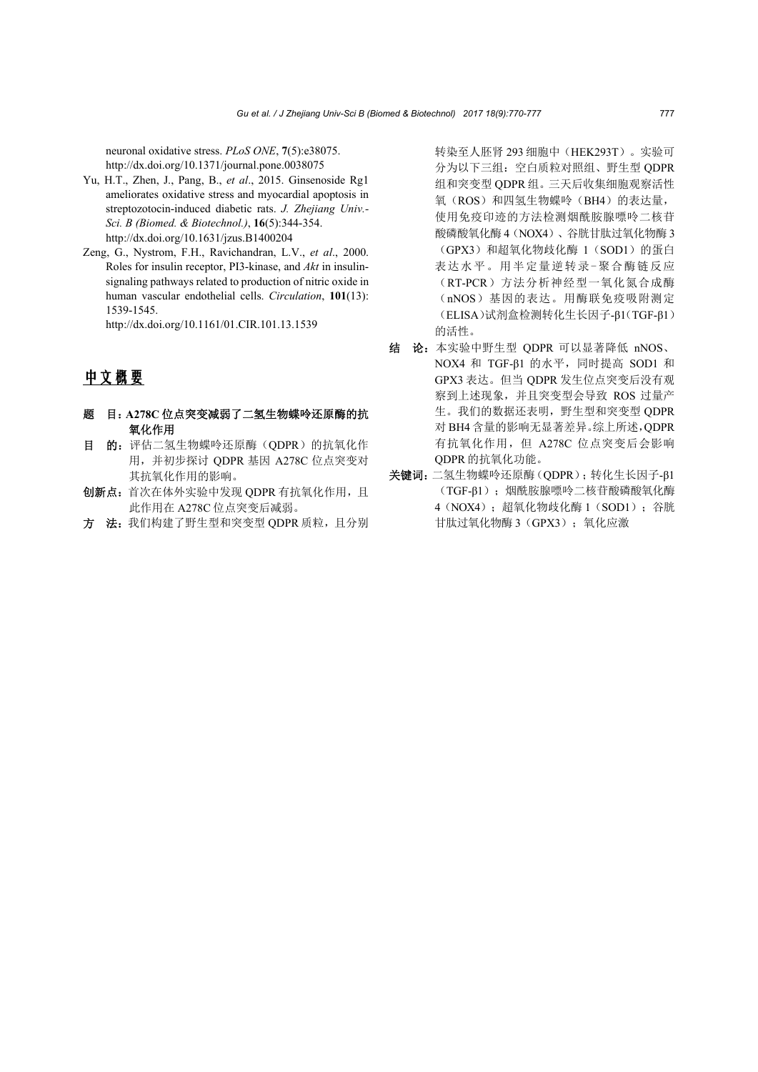neuronal oxidative stress. *PLoS ONE*, **7**(5):e38075. http://dx.doi.org/10.1371/journal.pone.0038075

Yu, H.T., Zhen, J., Pang, B., *et al*., 2015. Ginsenoside Rg1 ameliorates oxidative stress and myocardial apoptosis in streptozotocin-induced diabetic rats. *J. Zhejiang Univ.-Sci. B (Biomed. & Biotechnol.)*, **16**(5):344-354. http://dx.doi.org/10.1631/jzus.B1400204

Zeng, G., Nystrom, F.H., Ravichandran, L.V., *et al*., 2000. Roles for insulin receptor, PI3-kinase, and *Akt* in insulin-signaling pathways related to production of nitric oxide in human vascular endothelial cells. *Circulation*, **101**(13): 1539-1545. http://dx.doi.org/10.1161/01.CIR.101.13.1539

## 中文概要

**题　目：A278C 位点突变减弱了二氢生物蝶呤还原酶的抗氧化作用**

**目　的：**评估二氢生物蝶呤还原酶（QDPR）的抗氧化作用，并初步探讨 QDPR 基因 A278C 位点突变对其抗氧化作用的影响。

**创新点：**首次在体外实验中发现 QDPR 有抗氧化作用，且此作用在 A278C 位点突变后减弱。

**方　法：**我们构建了野生型和突变型 QDPR 质粒，且分别转染至人胚肾 293 细胞中（HEK293T）。实验可分为以下三组：空白质粒对照组、野生型 QDPR 组和突变型 QDPR 组。三天后收集细胞观察活性氧（ROS）和四氢生物蝶呤（BH4）的表达量，使用免疫印迹的方法检测烟酰胺腺嘌呤二核苷酸磷酸氧化酶 4（NOX4）、谷胱甘肽过氧化物酶 3（GPX3）和超氧化物歧化酶 1（SOD1）的蛋白表达水平。用半定量逆转录-聚合酶链反应（RT-PCR）方法分析神经型一氧化氮合成酶（nNOS）基因的表达。用酶联免疫吸附测定（ELISA）试剂盒检测转化生长因子-β1（TGF-β1）的活性。

**结　论：**本实验中野生型 QDPR 可以显著降低 nNOS、NOX4 和 TGF-β1 的水平，同时提高 SOD1 和 GPX3 表达。但当 QDPR 发生位点突变后没有观察到上述现象，并且突变型会导致 ROS 过量产生。我们的数据还表明，野生型和突变型 QDPR 对 BH4 含量的影响无显著差异。综上所述，QDPR 有抗氧化作用，但 A278C 位点突变后会影响 QDPR 的抗氧化功能。

**关键词：**二氢生物蝶呤还原酶（QDPR）；转化生长因子-β1（TGF-β1）；烟酰胺腺嘌呤二核苷酸磷酸氧化酶 4（NOX4）；超氧化物歧化酶 1（SOD1）；谷胱甘肽过氧化物酶 3（GPX3）；氧化应激